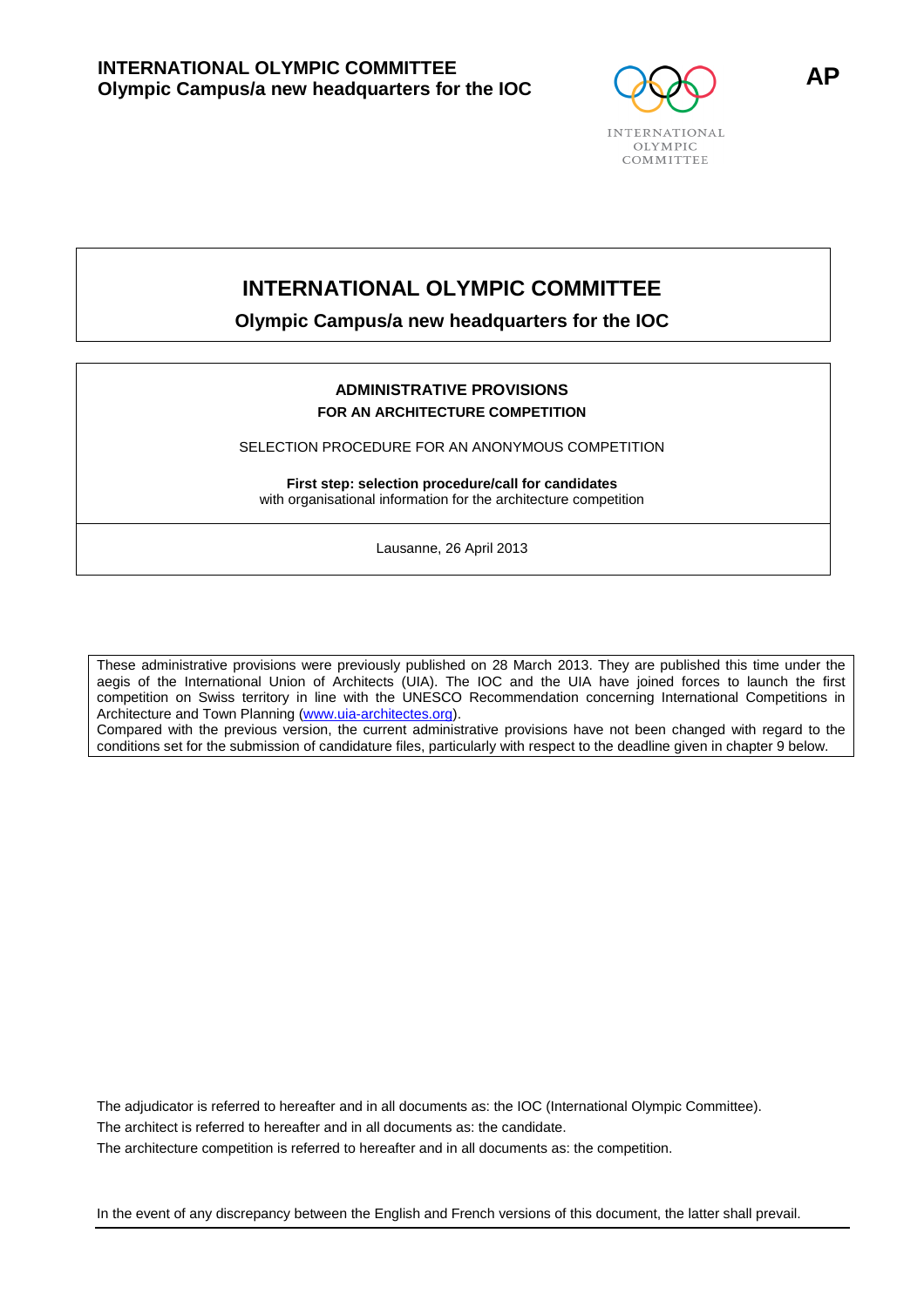**INTERNATIONAL OLYMPIC COMMITTEE**
**Olympic Campus/a new headquarters for the IOC**

**AP**

INTERNATIONAL OLYMPIC COMMITTEE

# INTERNATIONAL OLYMPIC COMMITTEE

**Olympic Campus/a new headquarters for the IOC**

## ADMINISTRATIVE PROVISIONS

**FOR AN ARCHITECTURE COMPETITION**

SELECTION PROCEDURE FOR AN ANONYMOUS COMPETITION

**First step: selection procedure/call for candidates**
with organisational information for the architecture competition

Lausanne, 26 April 2013

These administrative provisions were previously published on 28 March 2013. They are published this time under the aegis of the International Union of Architects (UIA). The IOC and the UIA have joined forces to launch the first competition on Swiss territory in line with the UNESCO Recommendation concerning International Competitions in Architecture and Town Planning ([www.uia-architectes.org](http://www.uia-architectes.org)).
Compared with the previous version, the current administrative provisions have not been changed with regard to the conditions set for the submission of candidature files, particularly with respect to the deadline given in chapter 9 below.

The adjudicator is referred to hereafter and in all documents as: the IOC (International Olympic Committee).
The architect is referred to hereafter and in all documents as: the candidate.
The architecture competition is referred to hereafter and in all documents as: the competition.

In the event of any discrepancy between the English and French versions of this document, the latter shall prevail.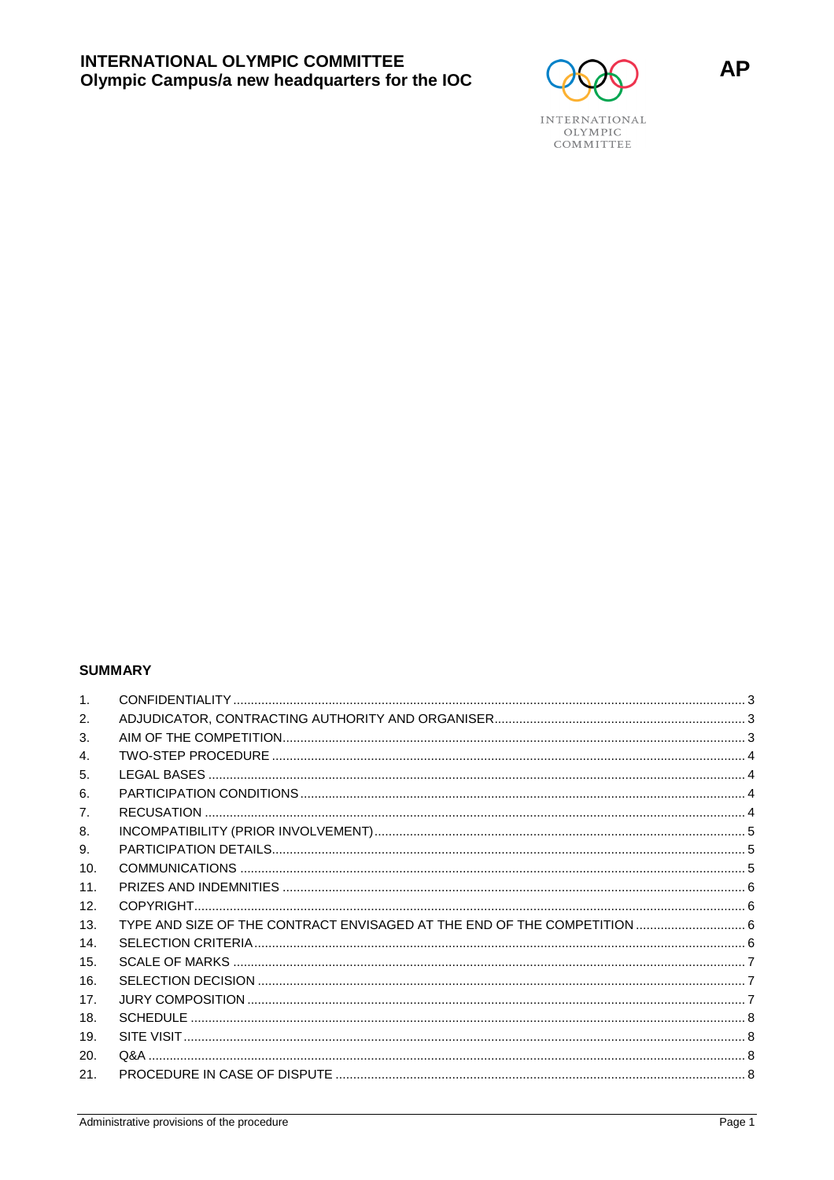# INTERNATIONAL OLYMPIC COMMITTEE
## Olympic Campus/a new headquarters for the IOC

INTERNATIONAL OLYMPIC COMMITTEE

**AP**

## SUMMARY

| | | |
|---|---|---|
| 1. | CONFIDENTIALITY | 3 |
| 2. | ADJUDICATOR, CONTRACTING AUTHORITY AND ORGANISER | 3 |
| 3. | AIM OF THE COMPETITION | 3 |
| 4. | TWO-STEP PROCEDURE | 4 |
| 5. | LEGAL BASES | 4 |
| 6. | PARTICIPATION CONDITIONS | 4 |
| 7. | RECUSATION | 4 |
| 8. | INCOMPATIBILITY (PRIOR INVOLVEMENT) | 5 |
| 9. | PARTICIPATION DETAILS | 5 |
| 10. | COMMUNICATIONS | 5 |
| 11. | PRIZES AND INDEMNITIES | 6 |
| 12. | COPYRIGHT | 6 |
| 13. | TYPE AND SIZE OF THE CONTRACT ENVISAGED AT THE END OF THE COMPETITION | 6 |
| 14. | SELECTION CRITERIA | 6 |
| 15. | SCALE OF MARKS | 7 |
| 16. | SELECTION DECISION | 7 |
| 17. | JURY COMPOSITION | 7 |
| 18. | SCHEDULE | 8 |
| 19. | SITE VISIT | 8 |
| 20. | Q&A | 8 |
| 21. | PROCEDURE IN CASE OF DISPUTE | 8 |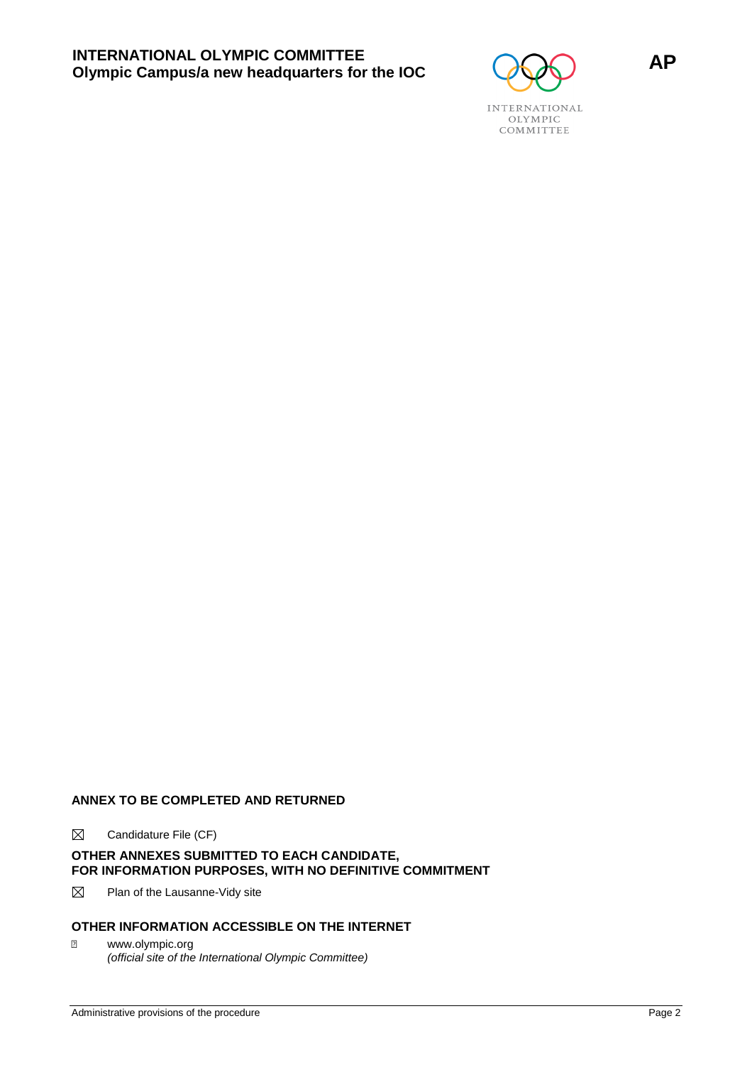## ANNEX TO BE COMPLETED AND RETURNED

☒ Candidature File (CF)

## OTHER ANNEXES SUBMITTED TO EACH CANDIDATE, FOR INFORMATION PURPOSES, WITH NO DEFINITIVE COMMITMENT

☒ Plan of the Lausanne-Vidy site

## OTHER INFORMATION ACCESSIBLE ON THE INTERNET

- www.olympic.org
  *(official site of the International Olympic Committee)*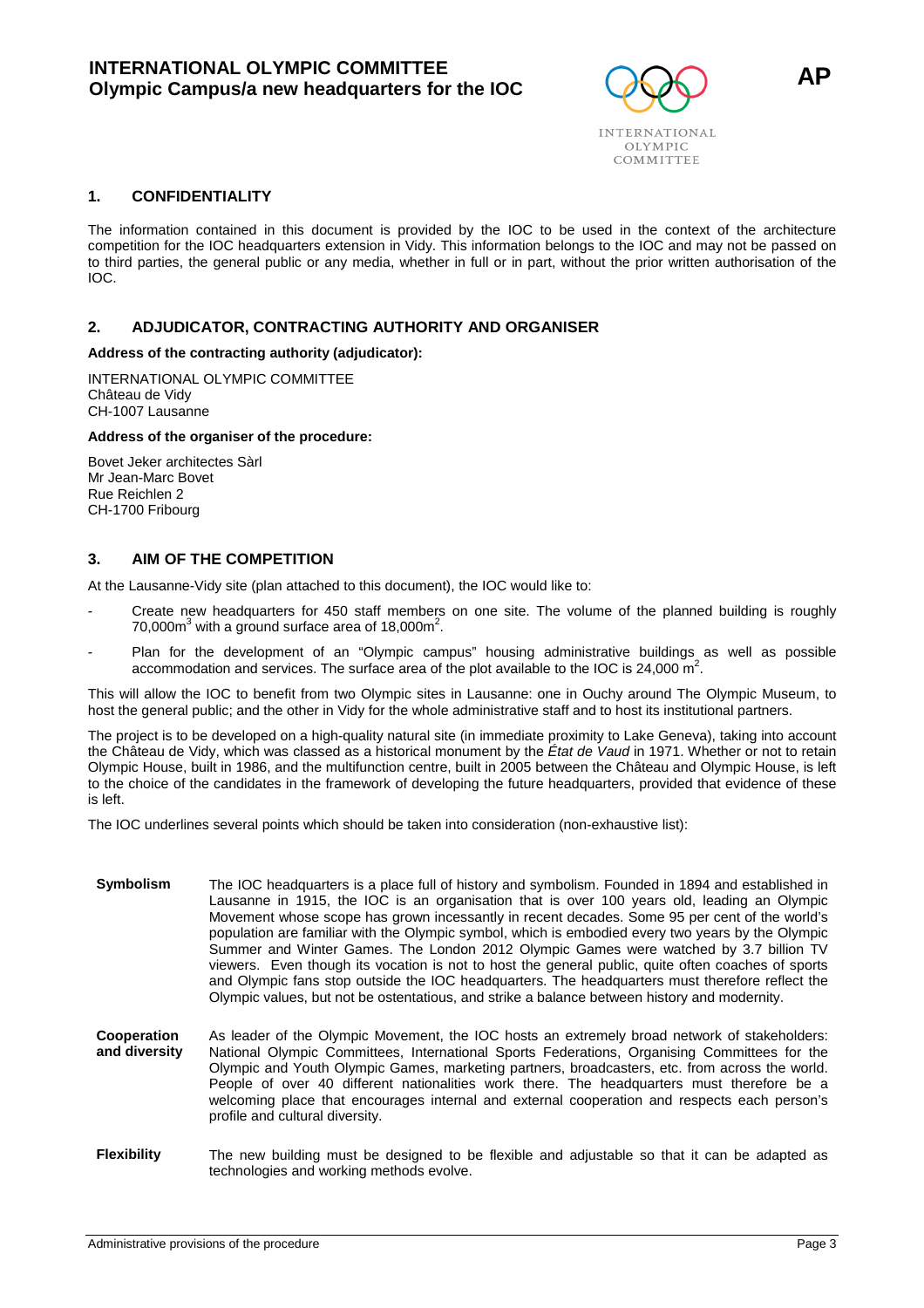## 1. CONFIDENTIALITY

The information contained in this document is provided by the IOC to be used in the context of the architecture competition for the IOC headquarters extension in Vidy. This information belongs to the IOC and may not be passed on to third parties, the general public or any media, whether in full or in part, without the prior written authorisation of the IOC.

## 2. ADJUDICATOR, CONTRACTING AUTHORITY AND ORGANISER

**Address of the contracting authority (adjudicator):**

INTERNATIONAL OLYMPIC COMMITTEE
Château de Vidy
CH-1007 Lausanne

**Address of the organiser of the procedure:**

Bovet Jeker architectes Sàrl
Mr Jean-Marc Bovet
Rue Reichlen 2
CH-1700 Fribourg

## 3. AIM OF THE COMPETITION

At the Lausanne-Vidy site (plan attached to this document), the IOC would like to:

- Create new headquarters for 450 staff members on one site. The volume of the planned building is roughly 70,000m$^3$ with a ground surface area of 18,000m$^2$.
- Plan for the development of an "Olympic campus" housing administrative buildings as well as possible accommodation and services. The surface area of the plot available to the IOC is 24,000 m$^2$.

This will allow the IOC to benefit from two Olympic sites in Lausanne: one in Ouchy around The Olympic Museum, to host the general public; and the other in Vidy for the whole administrative staff and to host its institutional partners.

The project is to be developed on a high-quality natural site (in immediate proximity to Lake Geneva), taking into account the Château de Vidy, which was classed as a historical monument by the *État de Vaud* in 1971. Whether or not to retain Olympic House, built in 1986, and the multifunction centre, built in 2005 between the Château and Olympic House, is left to the choice of the candidates in the framework of developing the future headquarters, provided that evidence of these is left.

The IOC underlines several points which should be taken into consideration (non-exhaustive list):

**Symbolism** — The IOC headquarters is a place full of history and symbolism. Founded in 1894 and established in Lausanne in 1915, the IOC is an organisation that is over 100 years old, leading an Olympic Movement whose scope has grown incessantly in recent decades. Some 95 per cent of the world's population are familiar with the Olympic symbol, which is embodied every two years by the Olympic Summer and Winter Games. The London 2012 Olympic Games were watched by 3.7 billion TV viewers. Even though its vocation is not to host the general public, quite often coaches of sports and Olympic fans stop outside the IOC headquarters. The headquarters must therefore reflect the Olympic values, but not be ostentatious, and strike a balance between history and modernity.

**Cooperation and diversity** — As leader of the Olympic Movement, the IOC hosts an extremely broad network of stakeholders: National Olympic Committees, International Sports Federations, Organising Committees for the Olympic and Youth Olympic Games, marketing partners, broadcasters, etc. from across the world. People of over 40 different nationalities work there. The headquarters must therefore be a welcoming place that encourages internal and external cooperation and respects each person's profile and cultural diversity.

**Flexibility** — The new building must be designed to be flexible and adjustable so that it can be adapted as technologies and working methods evolve.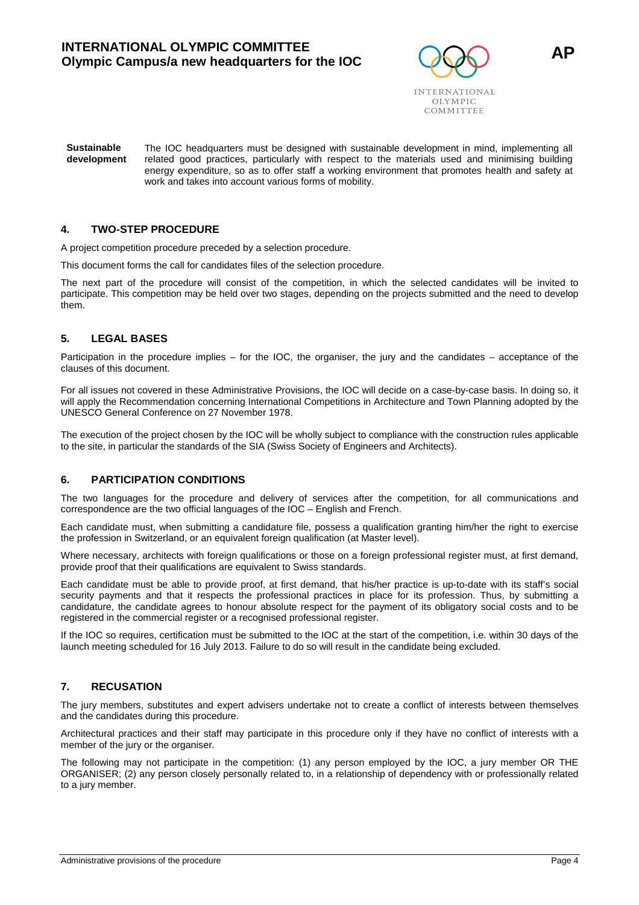**Sustainable development** The IOC headquarters must be designed with sustainable development in mind, implementing all related good practices, particularly with respect to the materials used and minimising building energy expenditure, so as to offer staff a working environment that promotes health and safety at work and takes into account various forms of mobility.

## 4. TWO-STEP PROCEDURE

A project competition procedure preceded by a selection procedure.

This document forms the call for candidates files of the selection procedure.

The next part of the procedure will consist of the competition, in which the selected candidates will be invited to participate. This competition may be held over two stages, depending on the projects submitted and the need to develop them.

## 5. LEGAL BASES

Participation in the procedure implies – for the IOC, the organiser, the jury and the candidates – acceptance of the clauses of this document.

For all issues not covered in these Administrative Provisions, the IOC will decide on a case-by-case basis. In doing so, it will apply the Recommendation concerning International Competitions in Architecture and Town Planning adopted by the UNESCO General Conference on 27 November 1978.

The execution of the project chosen by the IOC will be wholly subject to compliance with the construction rules applicable to the site, in particular the standards of the SIA (Swiss Society of Engineers and Architects).

## 6. PARTICIPATION CONDITIONS

The two languages for the procedure and delivery of services after the competition, for all communications and correspondence are the two official languages of the IOC – English and French.

Each candidate must, when submitting a candidature file, possess a qualification granting him/her the right to exercise the profession in Switzerland, or an equivalent foreign qualification (at Master level).

Where necessary, architects with foreign qualifications or those on a foreign professional register must, at first demand, provide proof that their qualifications are equivalent to Swiss standards.

Each candidate must be able to provide proof, at first demand, that his/her practice is up-to-date with its staff's social security payments and that it respects the professional practices in place for its profession. Thus, by submitting a candidature, the candidate agrees to honour absolute respect for the payment of its obligatory social costs and to be registered in the commercial register or a recognised professional register.

If the IOC so requires, certification must be submitted to the IOC at the start of the competition, i.e. within 30 days of the launch meeting scheduled for 16 July 2013. Failure to do so will result in the candidate being excluded.

## 7. RECUSATION

The jury members, substitutes and expert advisers undertake not to create a conflict of interests between themselves and the candidates during this procedure.

Architectural practices and their staff may participate in this procedure only if they have no conflict of interests with a member of the jury or the organiser.

The following may not participate in the competition: (1) any person employed by the IOC, a jury member OR THE ORGANISER; (2) any person closely personally related to, in a relationship of dependency with or professionally related to a jury member.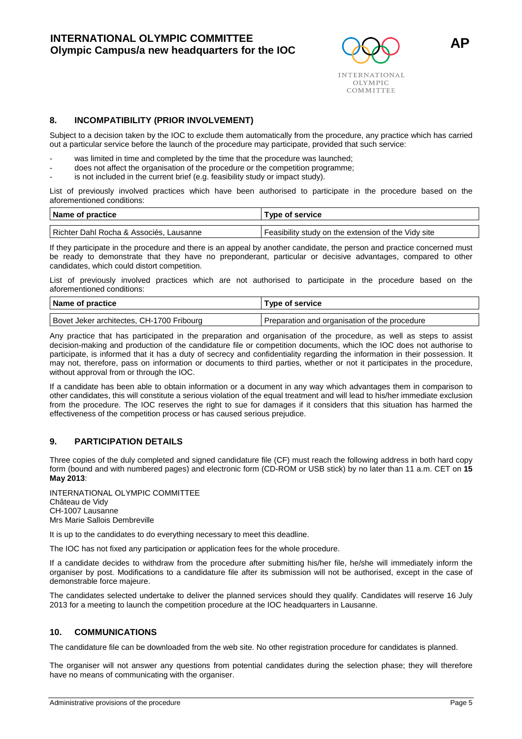## 8. INCOMPATIBILITY (PRIOR INVOLVEMENT)

Subject to a decision taken by the IOC to exclude them automatically from the procedure, any practice which has carried out a particular service before the launch of the procedure may participate, provided that such service:

- was limited in time and completed by the time that the procedure was launched;
- does not affect the organisation of the procedure or the competition programme;
- is not included in the current brief (e.g. feasibility study or impact study).

List of previously involved practices which have been authorised to participate in the procedure based on the aforementioned conditions:

| Name of practice | Type of service |
|---|---|
| Richter Dahl Rocha & Associés, Lausanne | Feasibility study on the extension of the Vidy site |

If they participate in the procedure and there is an appeal by another candidate, the person and practice concerned must be ready to demonstrate that they have no preponderant, particular or decisive advantages, compared to other candidates, which could distort competition.

List of previously involved practices which are not authorised to participate in the procedure based on the aforementioned conditions:

| Name of practice | Type of service |
|---|---|
| Bovet Jeker architectes, CH-1700 Fribourg | Preparation and organisation of the procedure |

Any practice that has participated in the preparation and organisation of the procedure, as well as steps to assist decision-making and production of the candidature file or competition documents, which the IOC does not authorise to participate, is informed that it has a duty of secrecy and confidentiality regarding the information in their possession. It may not, therefore, pass on information or documents to third parties, whether or not it participates in the procedure, without approval from or through the IOC.

If a candidate has been able to obtain information or a document in any way which advantages them in comparison to other candidates, this will constitute a serious violation of the equal treatment and will lead to his/her immediate exclusion from the procedure. The IOC reserves the right to sue for damages if it considers that this situation has harmed the effectiveness of the competition process or has caused serious prejudice.

## 9. PARTICIPATION DETAILS

Three copies of the duly completed and signed candidature file (CF) must reach the following address in both hard copy form (bound and with numbered pages) and electronic form (CD-ROM or USB stick) by no later than 11 a.m. CET on **15 May 2013**:

INTERNATIONAL OLYMPIC COMMITTEE
Château de Vidy
CH-1007 Lausanne
Mrs Marie Sallois Dembreville

It is up to the candidates to do everything necessary to meet this deadline.

The IOC has not fixed any participation or application fees for the whole procedure.

If a candidate decides to withdraw from the procedure after submitting his/her file, he/she will immediately inform the organiser by post. Modifications to a candidature file after its submission will not be authorised, except in the case of demonstrable force majeure.

The candidates selected undertake to deliver the planned services should they qualify. Candidates will reserve 16 July 2013 for a meeting to launch the competition procedure at the IOC headquarters in Lausanne.

## 10. COMMUNICATIONS

The candidature file can be downloaded from the web site. No other registration procedure for candidates is planned.

The organiser will not answer any questions from potential candidates during the selection phase; they will therefore have no means of communicating with the organiser.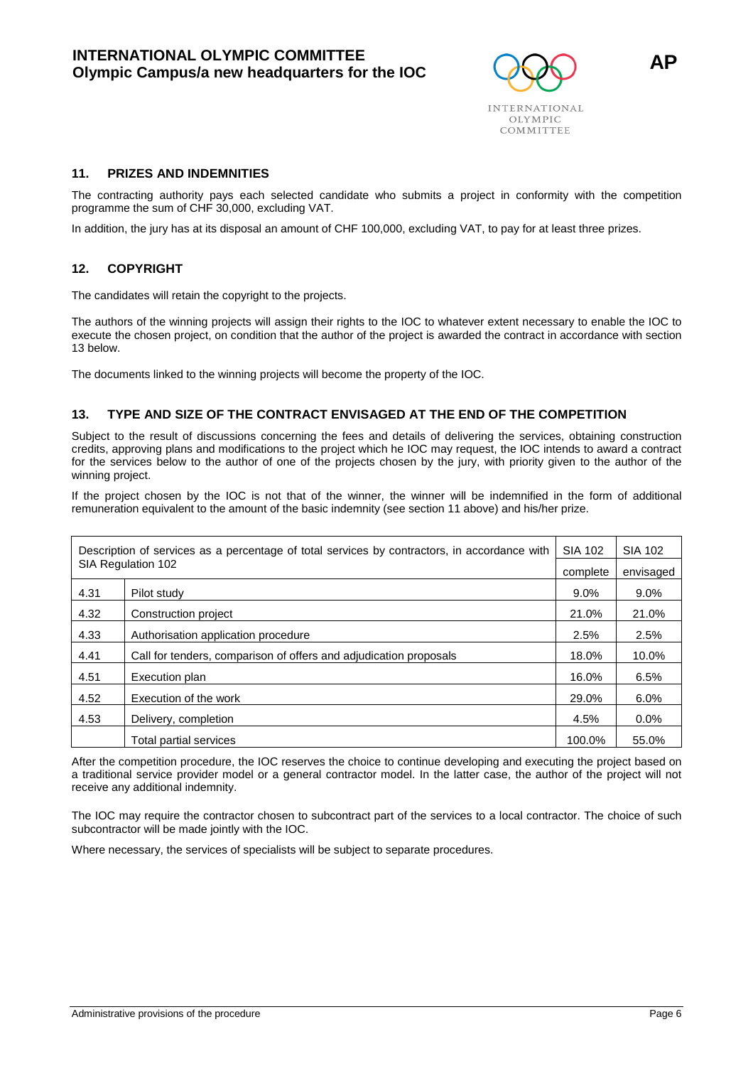## 11. PRIZES AND INDEMNITIES

The contracting authority pays each selected candidate who submits a project in conformity with the competition programme the sum of CHF 30,000, excluding VAT.

In addition, the jury has at its disposal an amount of CHF 100,000, excluding VAT, to pay for at least three prizes.

## 12. COPYRIGHT

The candidates will retain the copyright to the projects.

The authors of the winning projects will assign their rights to the IOC to whatever extent necessary to enable the IOC to execute the chosen project, on condition that the author of the project is awarded the contract in accordance with section 13 below.

The documents linked to the winning projects will become the property of the IOC.

## 13. TYPE AND SIZE OF THE CONTRACT ENVISAGED AT THE END OF THE COMPETITION

Subject to the result of discussions concerning the fees and details of delivering the services, obtaining construction credits, approving plans and modifications to the project which he IOC may request, the IOC intends to award a contract for the services below to the author of one of the projects chosen by the jury, with priority given to the author of the winning project.

If the project chosen by the IOC is not that of the winner, the winner will be indemnified in the form of additional remuneration equivalent to the amount of the basic indemnity (see section 11 above) and his/her prize.

| Description of services as a percentage of total services by contractors, in accordance with SIA Regulation 102 | | SIA 102 | SIA 102 |
|---|---|---|---|
| | | complete | envisaged |
| 4.31 | Pilot study | 9.0% | 9.0% |
| 4.32 | Construction project | 21.0% | 21.0% |
| 4.33 | Authorisation application procedure | 2.5% | 2.5% |
| 4.41 | Call for tenders, comparison of offers and adjudication proposals | 18.0% | 10.0% |
| 4.51 | Execution plan | 16.0% | 6.5% |
| 4.52 | Execution of the work | 29.0% | 6.0% |
| 4.53 | Delivery, completion | 4.5% | 0.0% |
| | Total partial services | 100.0% | 55.0% |

After the competition procedure, the IOC reserves the choice to continue developing and executing the project based on a traditional service provider model or a general contractor model. In the latter case, the author of the project will not receive any additional indemnity.

The IOC may require the contractor chosen to subcontract part of the services to a local contractor. The choice of such subcontractor will be made jointly with the IOC.

Where necessary, the services of specialists will be subject to separate procedures.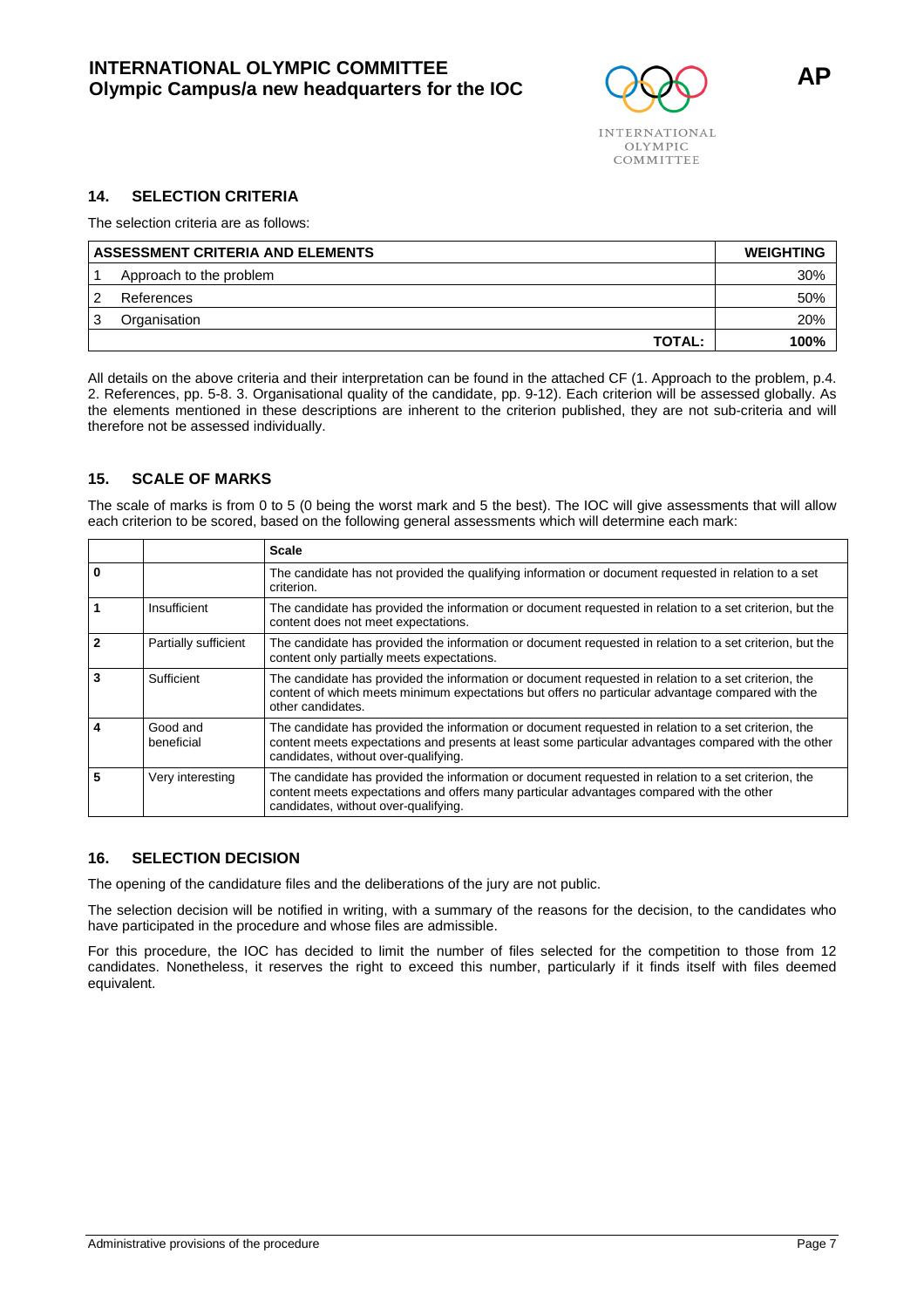## 14. SELECTION CRITERIA

The selection criteria are as follows:

| ASSESSMENT CRITERIA AND ELEMENTS | | WEIGHTING |
|---|---|---|
| 1 | Approach to the problem | 30% |
| 2 | References | 50% |
| 3 | Organisation | 20% |
| | **TOTAL:** | **100%** |

All details on the above criteria and their interpretation can be found in the attached CF (1. Approach to the problem, p.4. 2. References, pp. 5-8. 3. Organisational quality of the candidate, pp. 9-12). Each criterion will be assessed globally. As the elements mentioned in these descriptions are inherent to the criterion published, they are not sub-criteria and will therefore not be assessed individually.

## 15. SCALE OF MARKS

The scale of marks is from 0 to 5 (0 being the worst mark and 5 the best). The IOC will give assessments that will allow each criterion to be scored, based on the following general assessments which will determine each mark:

| | | Scale |
|---|---|---|
| **0** | | The candidate has not provided the qualifying information or document requested in relation to a set criterion. |
| **1** | Insufficient | The candidate has provided the information or document requested in relation to a set criterion, but the content does not meet expectations. |
| **2** | Partially sufficient | The candidate has provided the information or document requested in relation to a set criterion, but the content only partially meets expectations. |
| **3** | Sufficient | The candidate has provided the information or document requested in relation to a set criterion, the content of which meets minimum expectations but offers no particular advantage compared with the other candidates. |
| **4** | Good and beneficial | The candidate has provided the information or document requested in relation to a set criterion, the content meets expectations and presents at least some particular advantages compared with the other candidates, without over-qualifying. |
| **5** | Very interesting | The candidate has provided the information or document requested in relation to a set criterion, the content meets expectations and offers many particular advantages compared with the other candidates, without over-qualifying. |

## 16. SELECTION DECISION

The opening of the candidature files and the deliberations of the jury are not public.

The selection decision will be notified in writing, with a summary of the reasons for the decision, to the candidates who have participated in the procedure and whose files are admissible.

For this procedure, the IOC has decided to limit the number of files selected for the competition to those from 12 candidates. Nonetheless, it reserves the right to exceed this number, particularly if it finds itself with files deemed equivalent.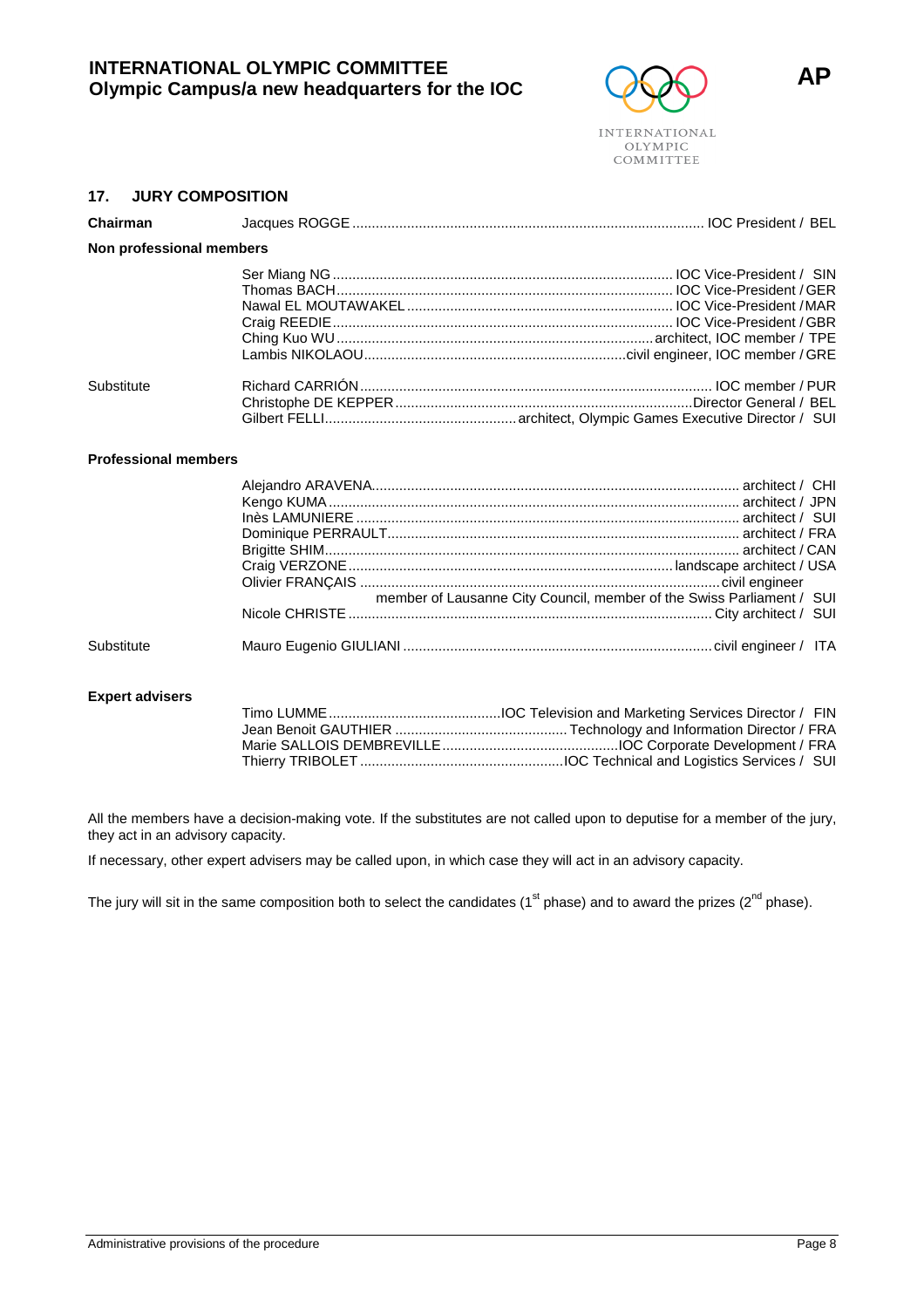## 17. JURY COMPOSITION

**Chairman**

| | |
|---|---|
| Jacques ROGGE | IOC President / BEL |

**Non professional members**

| | |
|---|---|
| Ser Miang NG | IOC Vice-President / SIN |
| Thomas BACH | IOC Vice-President / GER |
| Nawal EL MOUTAWAKEL | IOC Vice-President / MAR |
| Craig REEDIE | IOC Vice-President / GBR |
| Ching Kuo WU | architect, IOC member / TPE |
| Lambis NIKOLAOU | civil engineer, IOC member / GRE |

Substitute

| | |
|---|---|
| Richard CARRIÓN | IOC member / PUR |
| Christophe DE KEPPER | Director General / BEL |
| Gilbert FELLI | architect, Olympic Games Executive Director / SUI |

**Professional members**

| | |
|---|---|
| Alejandro ARAVENA | architect / CHI |
| Kengo KUMA | architect / JPN |
| Inès LAMUNIERE | architect / SUI |
| Dominique PERRAULT | architect / FRA |
| Brigitte SHIM | architect / CAN |
| Craig VERZONE | landscape architect / USA |
| Olivier FRANÇAIS | civil engineer member of Lausanne City Council, member of the Swiss Parliament / SUI |
| Nicole CHRISTE | City architect / SUI |

Substitute

| | |
|---|---|
| Mauro Eugenio GIULIANI | civil engineer / ITA |

**Expert advisers**

| | |
|---|---|
| Timo LUMME | IOC Television and Marketing Services Director / FIN |
| Jean Benoit GAUTHIER | Technology and Information Director / FRA |
| Marie SALLOIS DEMBREVILLE | IOC Corporate Development / FRA |
| Thierry TRIBOLET | IOC Technical and Logistics Services / SUI |

All the members have a decision-making vote. If the substitutes are not called upon to deputise for a member of the jury, they act in an advisory capacity.

If necessary, other expert advisers may be called upon, in which case they will act in an advisory capacity.

The jury will sit in the same composition both to select the candidates (1st phase) and to award the prizes (2nd phase).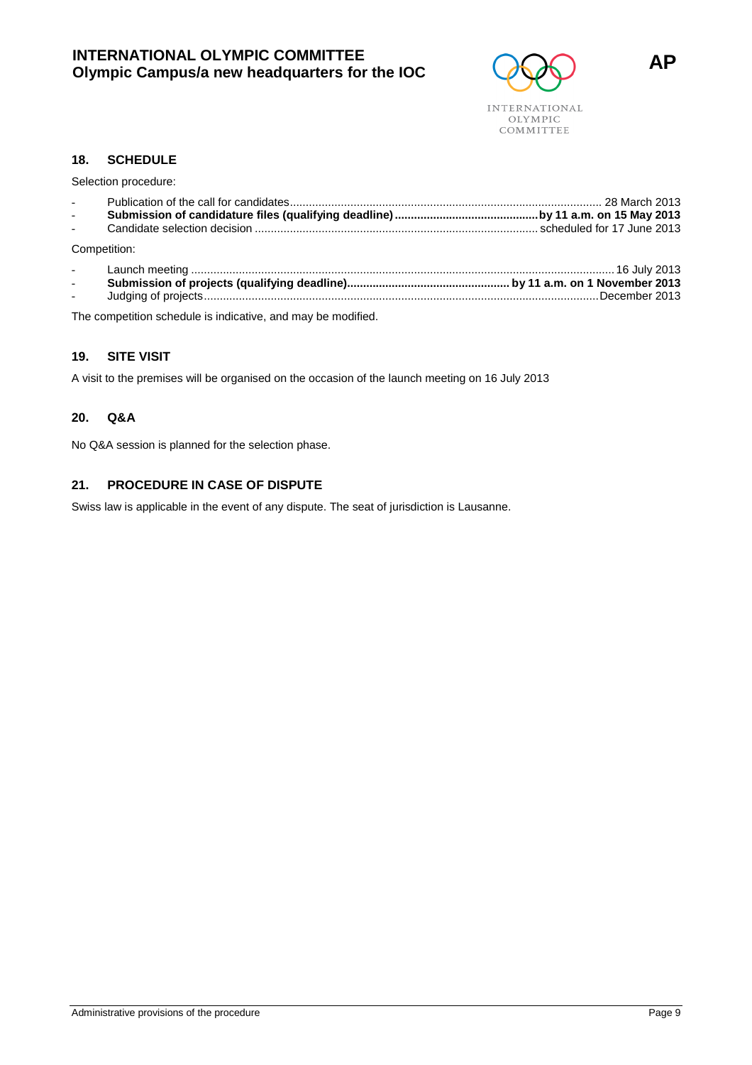## 18. SCHEDULE

Selection procedure:

- Publication of the call for candidates................................................................................................ 28 March 2013
- **Submission of candidature files (qualifying deadline)............................................by 11 a.m. on 15 May 2013**
- Candidate selection decision ....................................................................................... scheduled for 17 June 2013

Competition:

- Launch meeting ..................................................................................................................................16 July 2013
- **Submission of projects (qualifying deadline)................................................. by 11 a.m. on 1 November 2013**
- Judging of projects..........................................................................................................................December 2013

The competition schedule is indicative, and may be modified.

## 19. SITE VISIT

A visit to the premises will be organised on the occasion of the launch meeting on 16 July 2013

## 20. Q&A

No Q&A session is planned for the selection phase.

## 21. PROCEDURE IN CASE OF DISPUTE

Swiss law is applicable in the event of any dispute. The seat of jurisdiction is Lausanne.